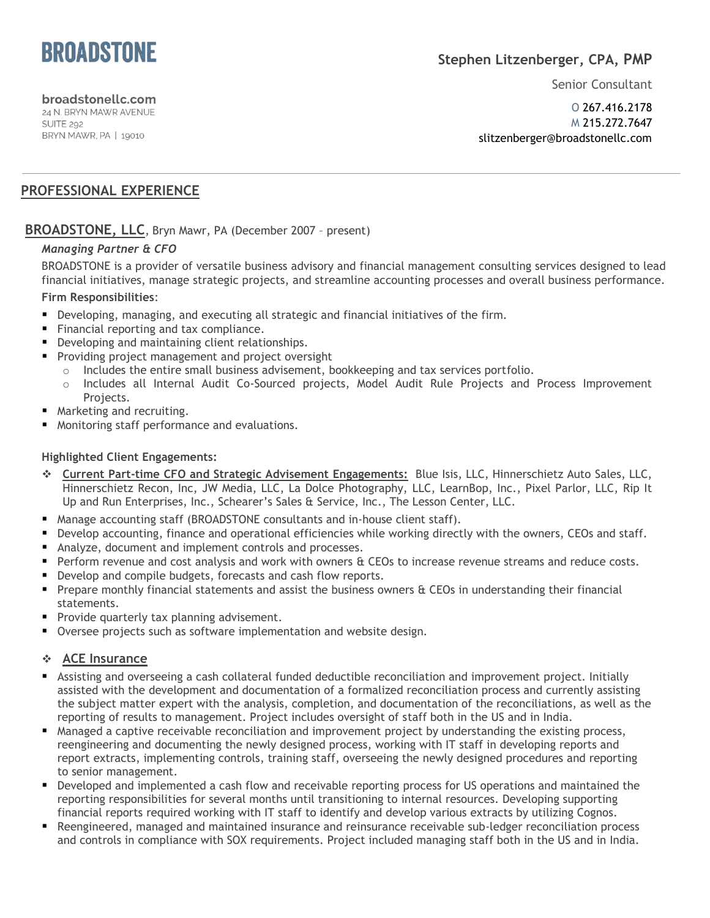**BROADSTONE**

**broadstonellc.com**
24 N. BRYN MAWR AVENUE
SUITE 292
BRYN MAWR, PA | 19010

**Stephen Litzenberger, CPA, PMP**

Senior Consultant

O 267.416.2178
M 215.272.7647
slitzenberger@broadstonellc.com

## PROFESSIONAL EXPERIENCE

### BROADSTONE, LLC, Bryn Mawr, PA (December 2007 – present)

***Managing Partner & CFO***

BROADSTONE is a provider of versatile business advisory and financial management consulting services designed to lead financial initiatives, manage strategic projects, and streamline accounting processes and overall business performance.

**Firm Responsibilities**:

- Developing, managing, and executing all strategic and financial initiatives of the firm.
- Financial reporting and tax compliance.
- Developing and maintaining client relationships.
- Providing project management and project oversight
  - Includes the entire small business advisement, bookkeeping and tax services portfolio.
  - Includes all Internal Audit Co-Sourced projects, Model Audit Rule Projects and Process Improvement Projects.
- Marketing and recruiting.
- Monitoring staff performance and evaluations.

**Highlighted Client Engagements:**

- **Current Part-time CFO and Strategic Advisement Engagements:** Blue Isis, LLC, Hinnerschietz Auto Sales, LLC, Hinnerschietz Recon, Inc, JW Media, LLC, La Dolce Photography, LLC, LearnBop, Inc., Pixel Parlor, LLC, Rip It Up and Run Enterprises, Inc., Schearer's Sales & Service, Inc., The Lesson Center, LLC.
- Manage accounting staff (BROADSTONE consultants and in-house client staff).
- Develop accounting, finance and operational efficiencies while working directly with the owners, CEOs and staff.
- Analyze, document and implement controls and processes.
- Perform revenue and cost analysis and work with owners & CEOs to increase revenue streams and reduce costs.
- Develop and compile budgets, forecasts and cash flow reports.
- Prepare monthly financial statements and assist the business owners & CEOs in understanding their financial statements.
- Provide quarterly tax planning advisement.
- Oversee projects such as software implementation and website design.

- **ACE Insurance**
- Assisting and overseeing a cash collateral funded deductible reconciliation and improvement project. Initially assisted with the development and documentation of a formalized reconciliation process and currently assisting the subject matter expert with the analysis, completion, and documentation of the reconciliations, as well as the reporting of results to management. Project includes oversight of staff both in the US and in India.
- Managed a captive receivable reconciliation and improvement project by understanding the existing process, reengineering and documenting the newly designed process, working with IT staff in developing reports and report extracts, implementing controls, training staff, overseeing the newly designed procedures and reporting to senior management.
- Developed and implemented a cash flow and receivable reporting process for US operations and maintained the reporting responsibilities for several months until transitioning to internal resources. Developing supporting financial reports required working with IT staff to identify and develop various extracts by utilizing Cognos.
- Reengineered, managed and maintained insurance and reinsurance receivable sub-ledger reconciliation process and controls in compliance with SOX requirements. Project included managing staff both in the US and in India.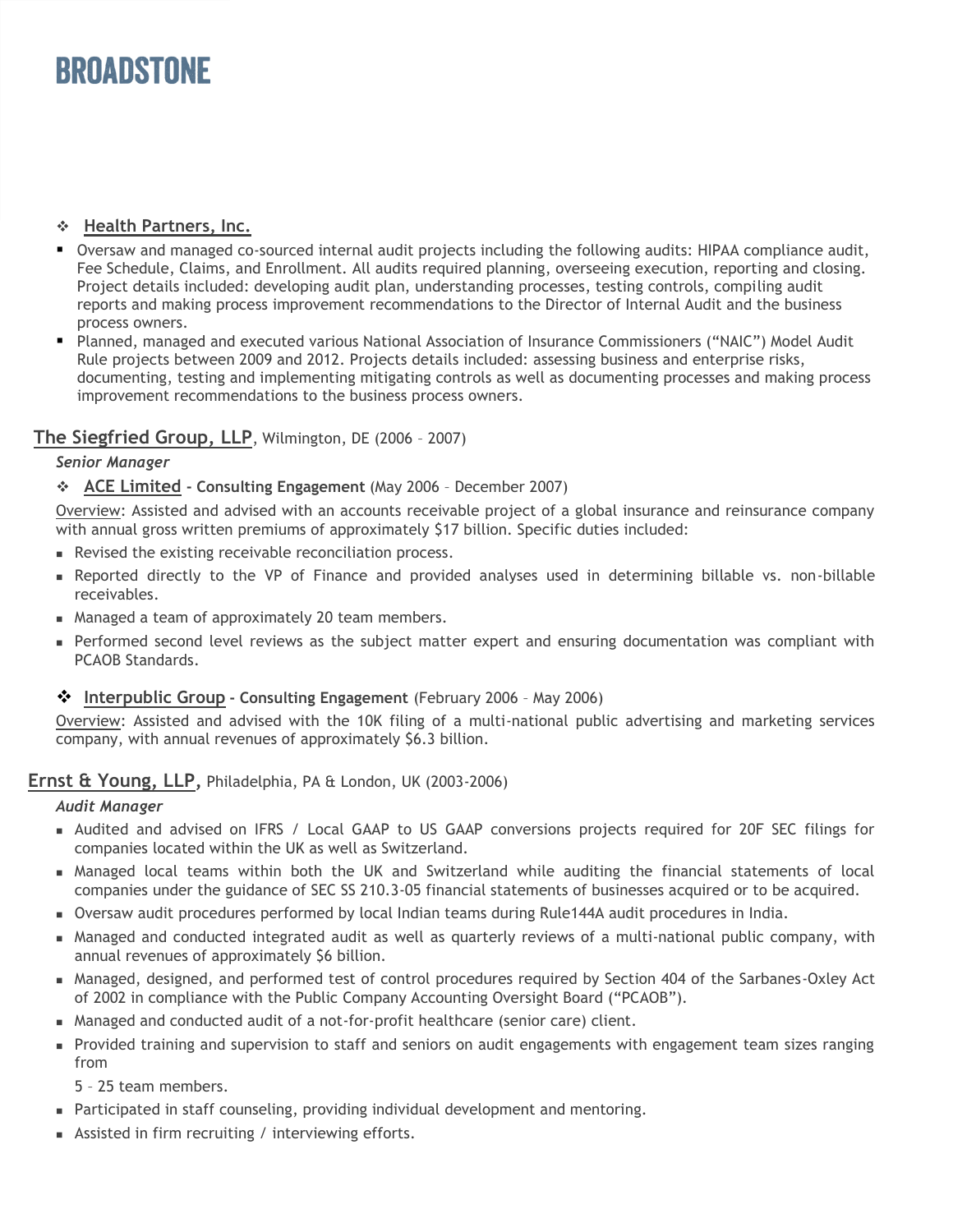- **Health Partners, Inc.**

- Oversaw and managed co-sourced internal audit projects including the following audits: HIPAA compliance audit, Fee Schedule, Claims, and Enrollment. All audits required planning, overseeing execution, reporting and closing. Project details included: developing audit plan, understanding processes, testing controls, compiling audit reports and making process improvement recommendations to the Director of Internal Audit and the business process owners.
- Planned, managed and executed various National Association of Insurance Commissioners ("NAIC") Model Audit Rule projects between 2009 and 2012. Projects details included: assessing business and enterprise risks, documenting, testing and implementing mitigating controls as well as documenting processes and making process improvement recommendations to the business process owners.

## **The Siegfried Group, LLP**, Wilmington, DE (2006 – 2007)

*Senior Manager*

- **ACE Limited - Consulting Engagement** (May 2006 – December 2007)

Overview: Assisted and advised with an accounts receivable project of a global insurance and reinsurance company with annual gross written premiums of approximately $17 billion. Specific duties included:

- Revised the existing receivable reconciliation process.
- Reported directly to the VP of Finance and provided analyses used in determining billable vs. non-billable receivables.
- Managed a team of approximately 20 team members.
- Performed second level reviews as the subject matter expert and ensuring documentation was compliant with PCAOB Standards.

- **Interpublic Group - Consulting Engagement** (February 2006 – May 2006)

Overview: Assisted and advised with the 10K filing of a multi-national public advertising and marketing services company, with annual revenues of approximately $6.3 billion.

## **Ernst & Young, LLP,** Philadelphia, PA & London, UK (2003-2006)

*Audit Manager*

- Audited and advised on IFRS / Local GAAP to US GAAP conversions projects required for 20F SEC filings for companies located within the UK as well as Switzerland.
- Managed local teams within both the UK and Switzerland while auditing the financial statements of local companies under the guidance of SEC SS 210.3-05 financial statements of businesses acquired or to be acquired.
- Oversaw audit procedures performed by local Indian teams during Rule144A audit procedures in India.
- Managed and conducted integrated audit as well as quarterly reviews of a multi-national public company, with annual revenues of approximately $6 billion.
- Managed, designed, and performed test of control procedures required by Section 404 of the Sarbanes-Oxley Act of 2002 in compliance with the Public Company Accounting Oversight Board ("PCAOB").
- Managed and conducted audit of a not-for-profit healthcare (senior care) client.
- Provided training and supervision to staff and seniors on audit engagements with engagement team sizes ranging from 5 – 25 team members.
- Participated in staff counseling, providing individual development and mentoring.
- Assisted in firm recruiting / interviewing efforts.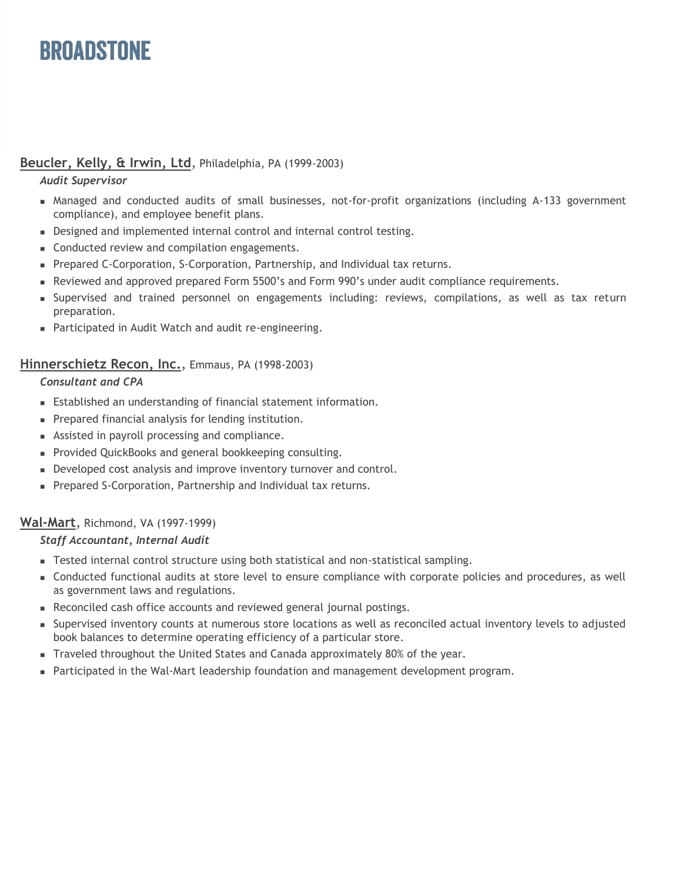**Beucler, Kelly, & Irwin, Ltd**, Philadelphia, PA (1999-2003)

***Audit Supervisor***

- Managed and conducted audits of small businesses, not-for-profit organizations (including A-133 government compliance), and employee benefit plans.
- Designed and implemented internal control and internal control testing.
- Conducted review and compilation engagements.
- Prepared C-Corporation, S-Corporation, Partnership, and Individual tax returns.
- Reviewed and approved prepared Form 5500's and Form 990's under audit compliance requirements.
- Supervised and trained personnel on engagements including: reviews, compilations, as well as tax return preparation.
- Participated in Audit Watch and audit re-engineering.

**Hinnerschietz Recon, Inc.**, Emmaus, PA (1998-2003)

***Consultant and CPA***

- Established an understanding of financial statement information.
- Prepared financial analysis for lending institution.
- Assisted in payroll processing and compliance.
- Provided QuickBooks and general bookkeeping consulting.
- Developed cost analysis and improve inventory turnover and control.
- Prepared S-Corporation, Partnership and Individual tax returns.

**Wal-Mart**, Richmond, VA (1997-1999)

***Staff Accountant, Internal Audit***

- Tested internal control structure using both statistical and non-statistical sampling.
- Conducted functional audits at store level to ensure compliance with corporate policies and procedures, as well as government laws and regulations.
- Reconciled cash office accounts and reviewed general journal postings.
- Supervised inventory counts at numerous store locations as well as reconciled actual inventory levels to adjusted book balances to determine operating efficiency of a particular store.
- Traveled throughout the United States and Canada approximately 80% of the year.
- Participated in the Wal-Mart leadership foundation and management development program.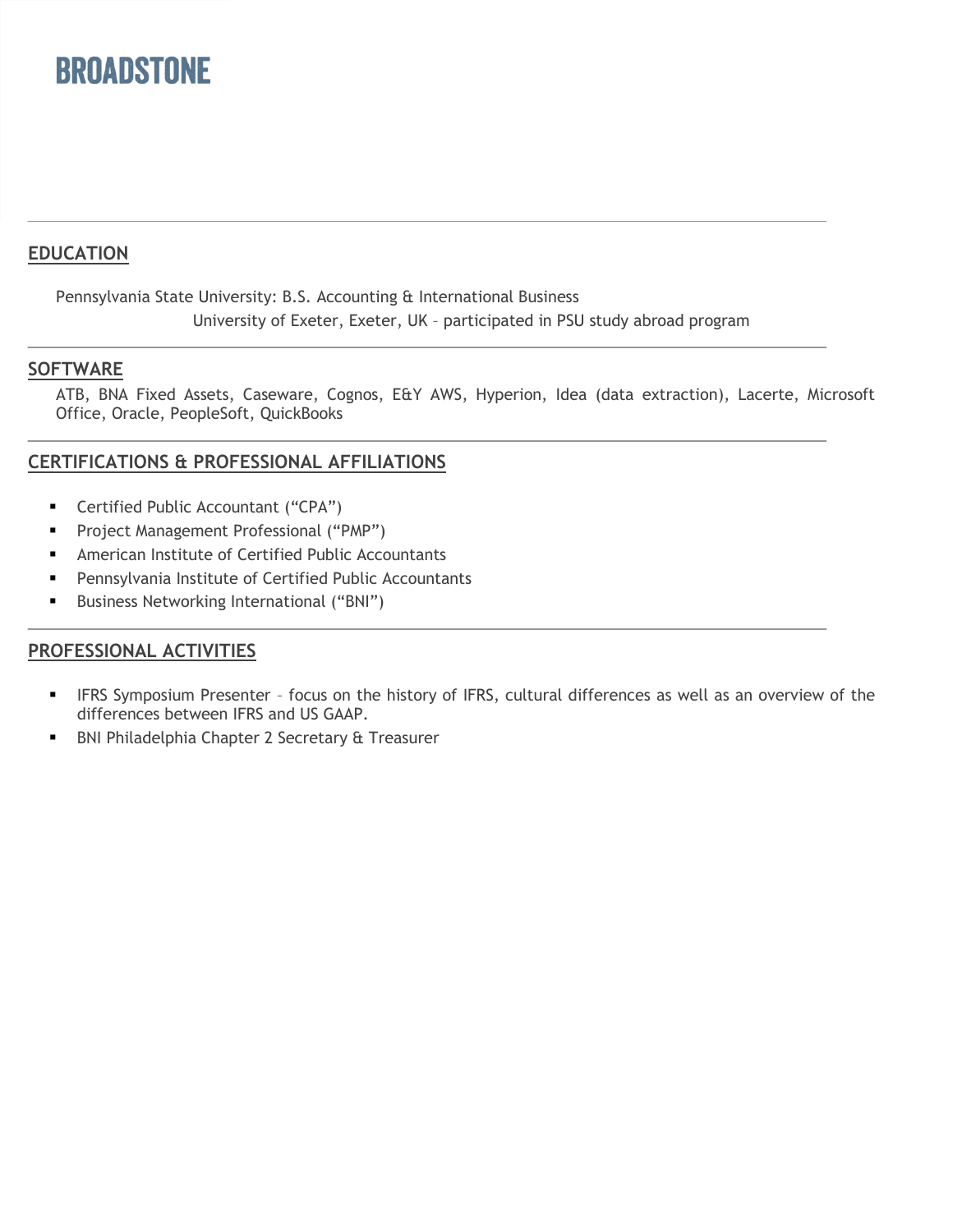# BROADSTONE

## EDUCATION

Pennsylvania State University: B.S. Accounting & International Business

University of Exeter, Exeter, UK – participated in PSU study abroad program

## SOFTWARE

ATB, BNA Fixed Assets, Caseware, Cognos, E&Y AWS, Hyperion, Idea (data extraction), Lacerte, Microsoft Office, Oracle, PeopleSoft, QuickBooks

## CERTIFICATIONS & PROFESSIONAL AFFILIATIONS

- Certified Public Accountant ("CPA")
- Project Management Professional ("PMP")
- American Institute of Certified Public Accountants
- Pennsylvania Institute of Certified Public Accountants
- Business Networking International ("BNI")

## PROFESSIONAL ACTIVITIES

- IFRS Symposium Presenter – focus on the history of IFRS, cultural differences as well as an overview of the differences between IFRS and US GAAP.
- BNI Philadelphia Chapter 2 Secretary & Treasurer